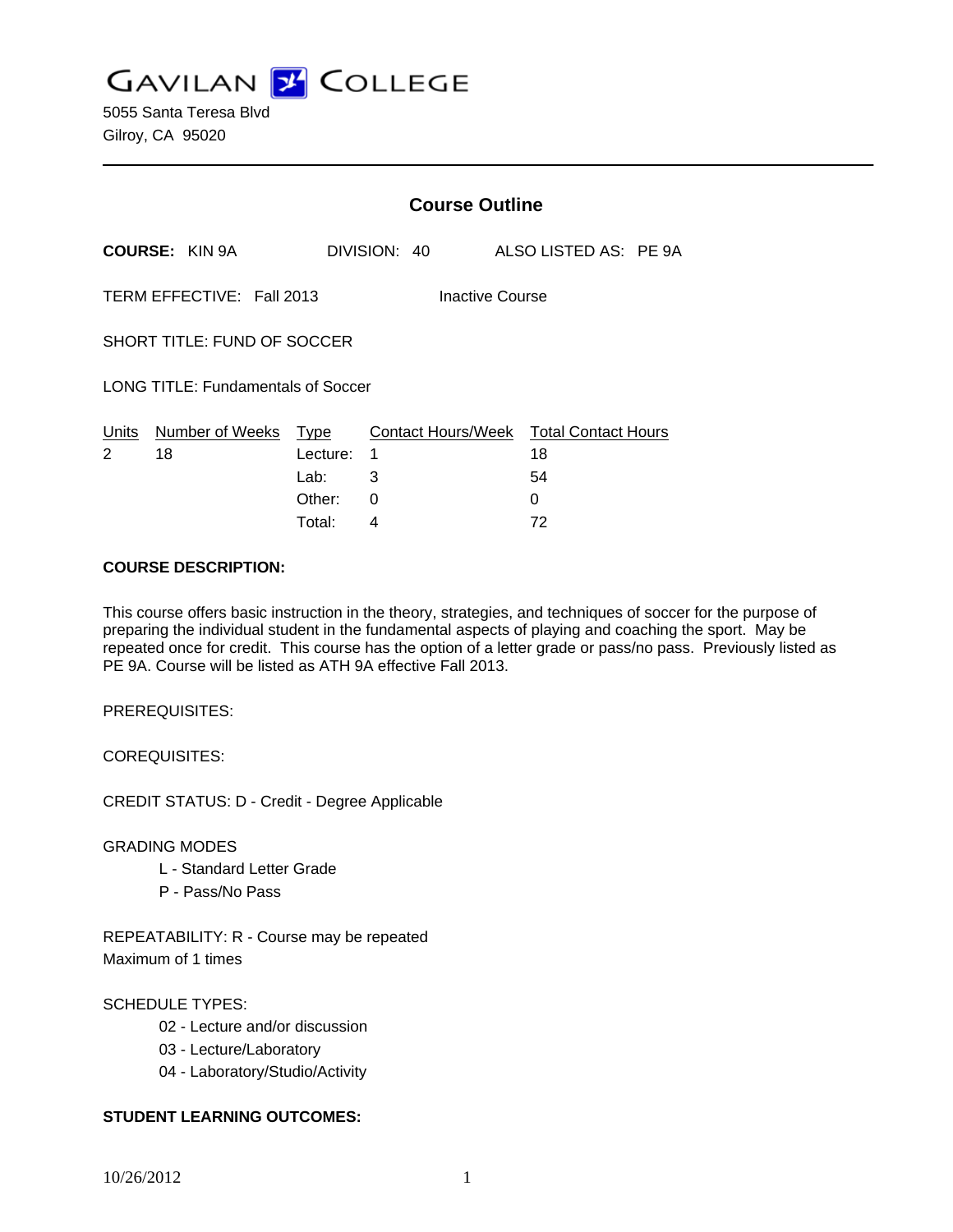# GAVILAN COLLEGE

5055 Santa Teresa Blvd
Gilroy, CA 95020

---

## Course Outline

**COURSE:** KIN 9A  DIVISION: 40  ALSO LISTED AS: PE 9A

TERM EFFECTIVE: Fall 2013  Inactive Course

SHORT TITLE: FUND OF SOCCER

LONG TITLE: Fundamentals of Soccer

| Units | Number of Weeks | Type | Contact Hours/Week | Total Contact Hours |
|---|---|---|---|---|
| 2 | 18 | Lecture: | 1 | 18 |
| | | Lab: | 3 | 54 |
| | | Other: | 0 | 0 |
| | | Total: | 4 | 72 |

**COURSE DESCRIPTION:**

This course offers basic instruction in the theory, strategies, and techniques of soccer for the purpose of preparing the individual student in the fundamental aspects of playing and coaching the sport. May be repeated once for credit. This course has the option of a letter grade or pass/no pass. Previously listed as PE 9A. Course will be listed as ATH 9A effective Fall 2013.

PREREQUISITES:

COREQUISITES:

CREDIT STATUS: D - Credit - Degree Applicable

GRADING MODES

- L - Standard Letter Grade
- P - Pass/No Pass

REPEATABILITY: R - Course may be repeated
Maximum of 1 times

SCHEDULE TYPES:

- 02 - Lecture and/or discussion
- 03 - Lecture/Laboratory
- 04 - Laboratory/Studio/Activity

**STUDENT LEARNING OUTCOMES:**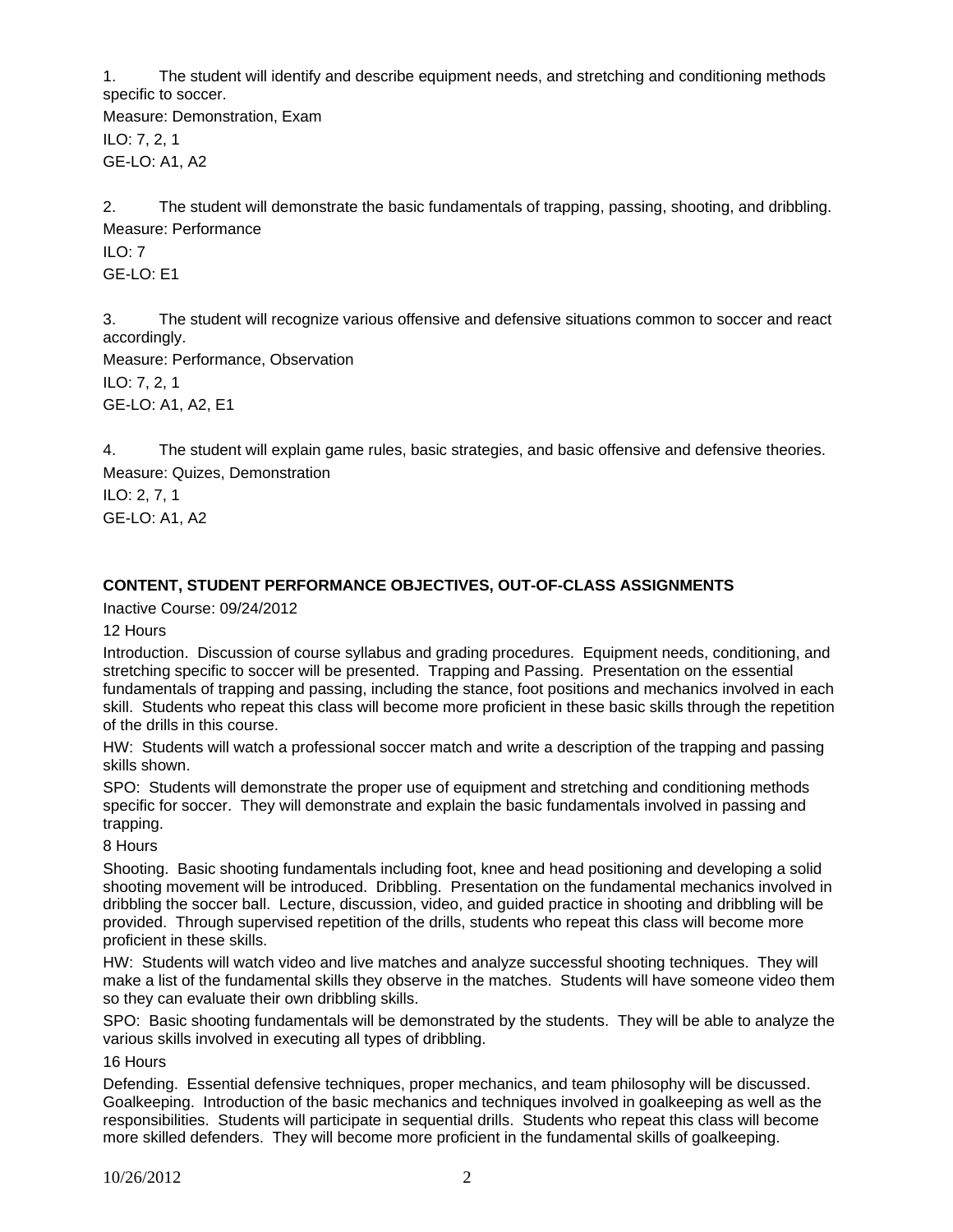1. The student will identify and describe equipment needs, and stretching and conditioning methods specific to soccer.

Measure: Demonstration, Exam

ILO: 7, 2, 1

GE-LO: A1, A2

2. The student will demonstrate the basic fundamentals of trapping, passing, shooting, and dribbling.

Measure: Performance

ILO: 7

GE-LO: E1

3. The student will recognize various offensive and defensive situations common to soccer and react accordingly.

Measure: Performance, Observation

ILO: 7, 2, 1

GE-LO: A1, A2, E1

4. The student will explain game rules, basic strategies, and basic offensive and defensive theories.

Measure: Quizes, Demonstration

ILO: 2, 7, 1

GE-LO: A1, A2

**CONTENT, STUDENT PERFORMANCE OBJECTIVES, OUT-OF-CLASS ASSIGNMENTS**

Inactive Course: 09/24/2012

12 Hours

Introduction. Discussion of course syllabus and grading procedures. Equipment needs, conditioning, and stretching specific to soccer will be presented. Trapping and Passing. Presentation on the essential fundamentals of trapping and passing, including the stance, foot positions and mechanics involved in each skill. Students who repeat this class will become more proficient in these basic skills through the repetition of the drills in this course.

HW: Students will watch a professional soccer match and write a description of the trapping and passing skills shown.

SPO: Students will demonstrate the proper use of equipment and stretching and conditioning methods specific for soccer. They will demonstrate and explain the basic fundamentals involved in passing and trapping.

8 Hours

Shooting. Basic shooting fundamentals including foot, knee and head positioning and developing a solid shooting movement will be introduced. Dribbling. Presentation on the fundamental mechanics involved in dribbling the soccer ball. Lecture, discussion, video, and guided practice in shooting and dribbling will be provided. Through supervised repetition of the drills, students who repeat this class will become more proficient in these skills.

HW: Students will watch video and live matches and analyze successful shooting techniques. They will make a list of the fundamental skills they observe in the matches. Students will have someone video them so they can evaluate their own dribbling skills.

SPO: Basic shooting fundamentals will be demonstrated by the students. They will be able to analyze the various skills involved in executing all types of dribbling.

16 Hours

Defending. Essential defensive techniques, proper mechanics, and team philosophy will be discussed. Goalkeeping. Introduction of the basic mechanics and techniques involved in goalkeeping as well as the responsibilities. Students will participate in sequential drills. Students who repeat this class will become more skilled defenders. They will become more proficient in the fundamental skills of goalkeeping.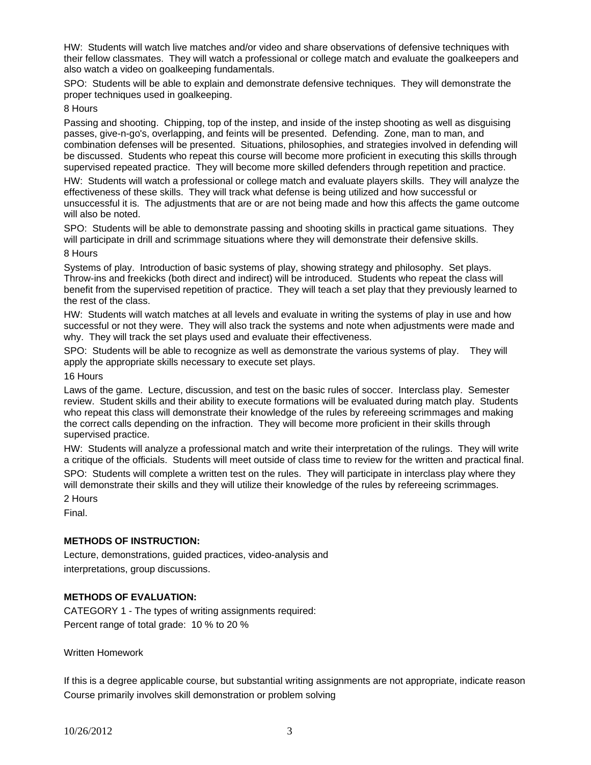HW: Students will watch live matches and/or video and share observations of defensive techniques with their fellow classmates. They will watch a professional or college match and evaluate the goalkeepers and also watch a video on goalkeeping fundamentals.

SPO: Students will be able to explain and demonstrate defensive techniques. They will demonstrate the proper techniques used in goalkeeping.

8 Hours

Passing and shooting. Chipping, top of the instep, and inside of the instep shooting as well as disguising passes, give-n-go's, overlapping, and feints will be presented. Defending. Zone, man to man, and combination defenses will be presented. Situations, philosophies, and strategies involved in defending will be discussed. Students who repeat this course will become more proficient in executing this skills through supervised repeated practice. They will become more skilled defenders through repetition and practice.

HW: Students will watch a professional or college match and evaluate players skills. They will analyze the effectiveness of these skills. They will track what defense is being utilized and how successful or unsuccessful it is. The adjustments that are or are not being made and how this affects the game outcome will also be noted.

SPO: Students will be able to demonstrate passing and shooting skills in practical game situations. They will participate in drill and scrimmage situations where they will demonstrate their defensive skills.

8 Hours

Systems of play. Introduction of basic systems of play, showing strategy and philosophy. Set plays. Throw-ins and freekicks (both direct and indirect) will be introduced. Students who repeat the class will benefit from the supervised repetition of practice. They will teach a set play that they previously learned to the rest of the class.

HW: Students will watch matches at all levels and evaluate in writing the systems of play in use and how successful or not they were. They will also track the systems and note when adjustments were made and why. They will track the set plays used and evaluate their effectiveness.

SPO: Students will be able to recognize as well as demonstrate the various systems of play. They will apply the appropriate skills necessary to execute set plays.

16 Hours

Laws of the game. Lecture, discussion, and test on the basic rules of soccer. Interclass play. Semester review. Student skills and their ability to execute formations will be evaluated during match play. Students who repeat this class will demonstrate their knowledge of the rules by refereeing scrimmages and making the correct calls depending on the infraction. They will become more proficient in their skills through supervised practice.

HW: Students will analyze a professional match and write their interpretation of the rulings. They will write a critique of the officials. Students will meet outside of class time to review for the written and practical final.

SPO: Students will complete a written test on the rules. They will participate in interclass play where they will demonstrate their skills and they will utilize their knowledge of the rules by refereeing scrimmages.

2 Hours

Final.

**METHODS OF INSTRUCTION:**

Lecture, demonstrations, guided practices, video-analysis and interpretations, group discussions.

**METHODS OF EVALUATION:**

CATEGORY 1 - The types of writing assignments required:

Percent range of total grade: 10 % to 20 %

Written Homework

If this is a degree applicable course, but substantial writing assignments are not appropriate, indicate reason

Course primarily involves skill demonstration or problem solving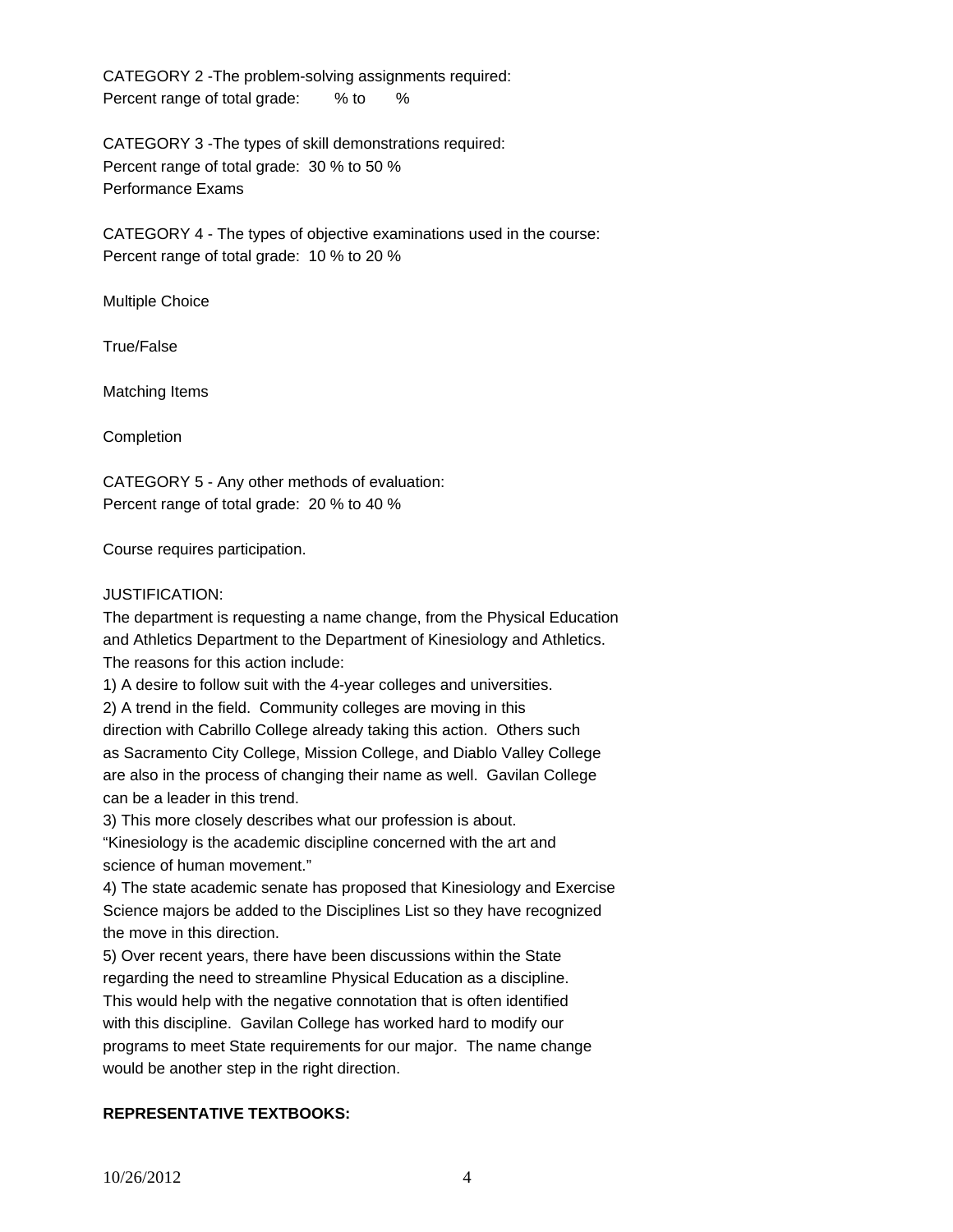CATEGORY 2 -The problem-solving assignments required:
Percent range of total grade: % to %

CATEGORY 3 -The types of skill demonstrations required:
Percent range of total grade: 30 % to 50 %
Performance Exams

CATEGORY 4 - The types of objective examinations used in the course:
Percent range of total grade: 10 % to 20 %

Multiple Choice

True/False

Matching Items

Completion

CATEGORY 5 - Any other methods of evaluation:
Percent range of total grade: 20 % to 40 %

Course requires participation.

JUSTIFICATION:
The department is requesting a name change, from the Physical Education and Athletics Department to the Department of Kinesiology and Athletics. The reasons for this action include:
1) A desire to follow suit with the 4-year colleges and universities.
2) A trend in the field. Community colleges are moving in this direction with Cabrillo College already taking this action. Others such as Sacramento City College, Mission College, and Diablo Valley College are also in the process of changing their name as well. Gavilan College can be a leader in this trend.
3) This more closely describes what our profession is about. "Kinesiology is the academic discipline concerned with the art and science of human movement."
4) The state academic senate has proposed that Kinesiology and Exercise Science majors be added to the Disciplines List so they have recognized the move in this direction.
5) Over recent years, there have been discussions within the State regarding the need to streamline Physical Education as a discipline. This would help with the negative connotation that is often identified with this discipline. Gavilan College has worked hard to modify our programs to meet State requirements for our major. The name change would be another step in the right direction.

**REPRESENTATIVE TEXTBOOKS:**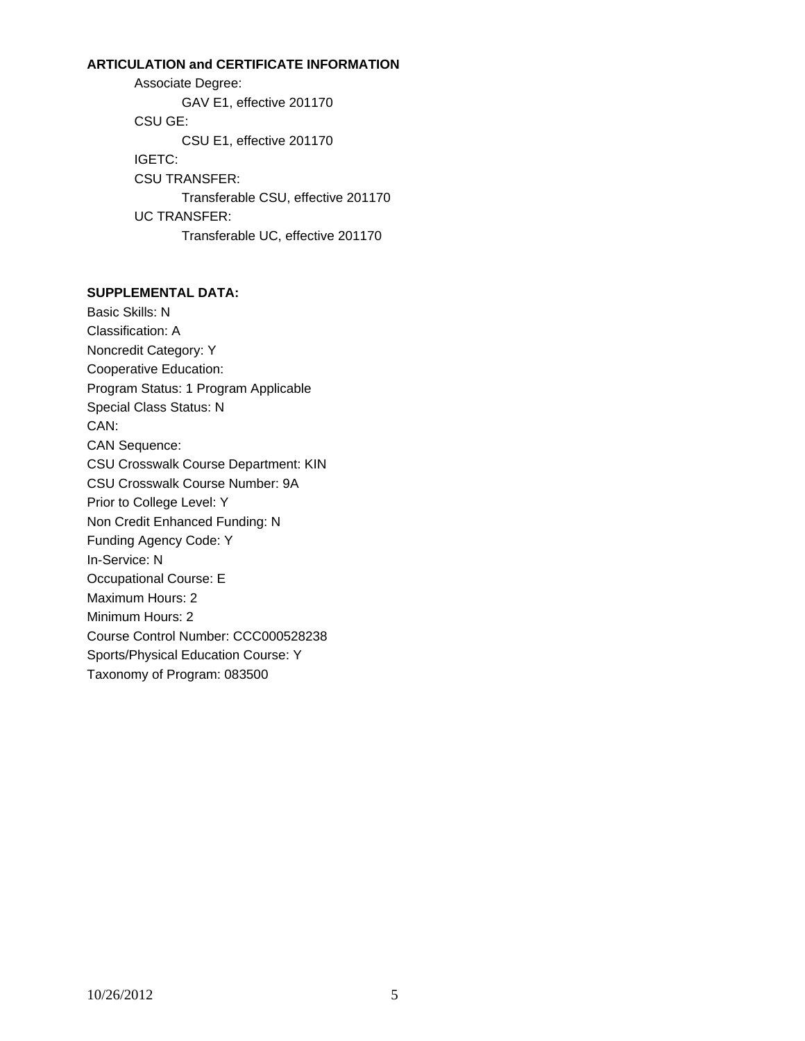**ARTICULATION and CERTIFICATE INFORMATION**

Associate Degree:

GAV E1, effective 201170

CSU GE:

CSU E1, effective 201170

IGETC:

CSU TRANSFER:

Transferable CSU, effective 201170

UC TRANSFER:

Transferable UC, effective 201170

**SUPPLEMENTAL DATA:**

Basic Skills: N
Classification: A
Noncredit Category: Y
Cooperative Education:
Program Status: 1 Program Applicable
Special Class Status: N
CAN:
CAN Sequence:
CSU Crosswalk Course Department: KIN
CSU Crosswalk Course Number: 9A
Prior to College Level: Y
Non Credit Enhanced Funding: N
Funding Agency Code: Y
In-Service: N
Occupational Course: E
Maximum Hours: 2
Minimum Hours: 2
Course Control Number: CCC000528238
Sports/Physical Education Course: Y
Taxonomy of Program: 083500